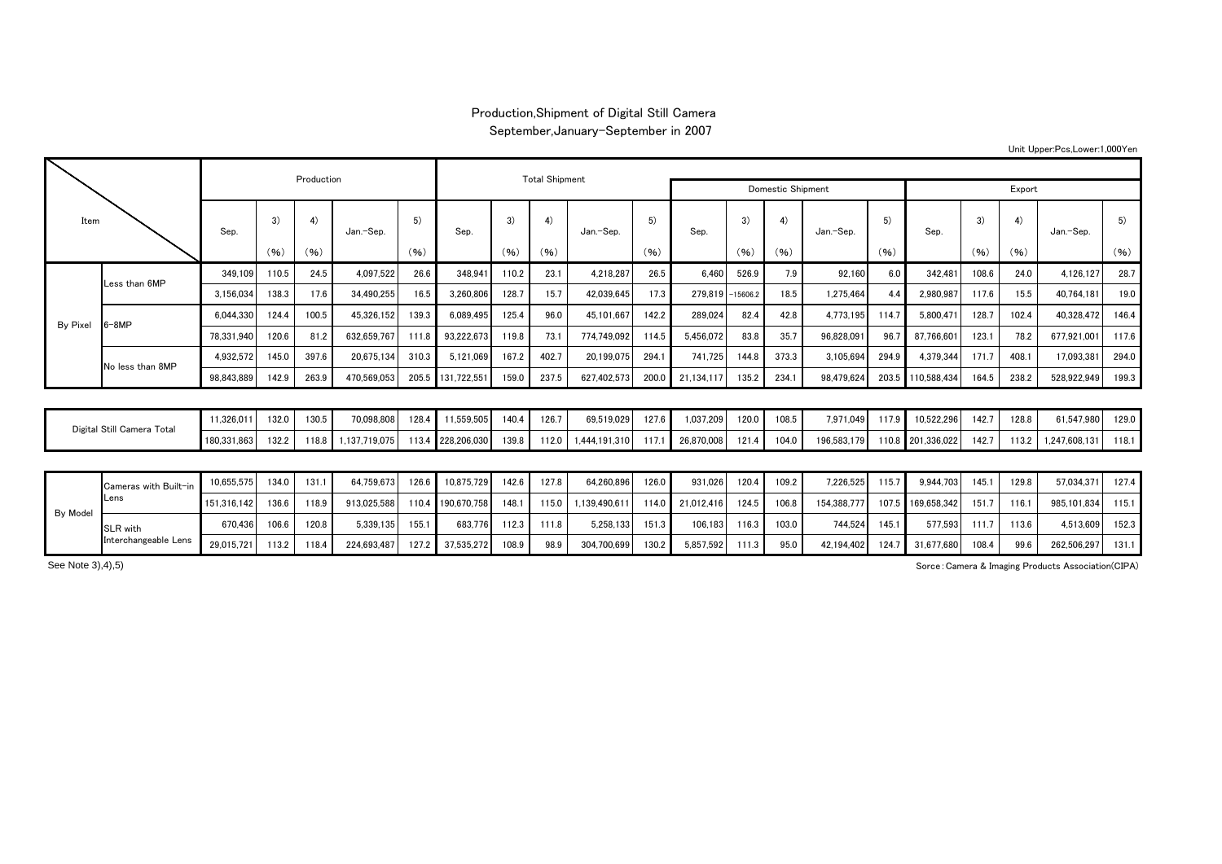# Production,Shipment of Digital Still Camera

## September,January-September in 2007

Unit Upper:Pcs,Lower:1,000Yen

| Item | | Production | | | | | Total Shipment | | | | | Domestic Shipment | | | | | Export | | | | |
|---|---|---|---|---|---|---|---|---|---|---|---|---|---|---|---|---|---|---|---|---|---|
| | | Sep. | 3) (%) | 4) (%) | Jan.-Sep. | 5) (%) | Sep. | 3) (%) | 4) (%) | Jan.-Sep. | 5) (%) | Sep. | 3) (%) | 4) (%) | Jan.-Sep. | 5) (%) | Sep. | 3) (%) | 4) (%) | Jan.-Sep. | 5) (%) |
| By Pixel | Less than 6MP | 349,109 | 110.5 | 24.5 | 4,097,522 | 26.6 | 348,941 | 110.2 | 23.1 | 4,218,287 | 26.5 | 6,460 | 526.9 | 7.9 | 92,160 | 6.0 | 342,481 | 108.6 | 24.0 | 4,126,127 | 28.7 |
| | | 3,156,034 | 138.3 | 17.6 | 34,490,255 | 16.5 | 3,260,806 | 128.7 | 15.7 | 42,039,645 | 17.3 | 279,819 | -15606.2 | 18.5 | 1,275,464 | 4.4 | 2,980,987 | 117.6 | 15.5 | 40,764,181 | 19.0 |
| | 6-8MP | 6,044,330 | 124.4 | 100.5 | 45,326,152 | 139.3 | 6,089,495 | 125.4 | 96.0 | 45,101,667 | 142.2 | 289,024 | 82.4 | 42.8 | 4,773,195 | 114.7 | 5,800,471 | 128.7 | 102.4 | 40,328,472 | 146.4 |
| | | 78,331,940 | 120.6 | 81.2 | 632,659,767 | 111.8 | 93,222,673 | 119.8 | 73.1 | 774,749,092 | 114.5 | 5,456,072 | 83.8 | 35.7 | 96,828,091 | 96.7 | 87,766,601 | 123.1 | 78.2 | 677,921,001 | 117.6 |
| | No less than 8MP | 4,932,572 | 145.0 | 397.6 | 20,675,134 | 310.3 | 5,121,069 | 167.2 | 402.7 | 20,199,075 | 294.1 | 741,725 | 144.8 | 373.3 | 3,105,694 | 294.9 | 4,379,344 | 171.7 | 408.1 | 17,093,381 | 294.0 |
| | | 98,843,889 | 142.9 | 263.9 | 470,569,053 | 205.5 | 131,722,551 | 159.0 | 237.5 | 627,402,573 | 200.0 | 21,134,117 | 135.2 | 234.1 | 98,479,624 | 203.5 | 110,588,434 | 164.5 | 238.2 | 528,922,949 | 199.3 |
| Digital Still Camera Total | | 11,326,011 | 132.0 | 130.5 | 70,098,808 | 128.4 | 11,559,505 | 140.4 | 126.7 | 69,519,029 | 127.6 | 1,037,209 | 120.0 | 108.5 | 7,971,049 | 117.9 | 10,522,296 | 142.7 | 128.8 | 61,547,980 | 129.0 |
| | | 180,331,863 | 132.2 | 118.8 | 1,137,719,075 | 113.4 | 228,206,030 | 139.8 | 112.0 | 1,444,191,310 | 117.1 | 26,870,008 | 121.4 | 104.0 | 196,583,179 | 110.8 | 201,336,022 | 142.7 | 113.2 | 1,247,608,131 | 118.1 |
| By Model | Cameras with Built-in Lens | 10,655,575 | 134.0 | 131.1 | 64,759,673 | 126.6 | 10,875,729 | 142.6 | 127.8 | 64,260,896 | 126.0 | 931,026 | 120.4 | 109.2 | 7,226,525 | 115.7 | 9,944,703 | 145.1 | 129.8 | 57,034,371 | 127.4 |
| | | 151,316,142 | 136.6 | 118.9 | 913,025,588 | 110.4 | 190,670,758 | 148.1 | 115.0 | 1,139,490,611 | 114.0 | 21,012,416 | 124.5 | 106.8 | 154,388,777 | 107.5 | 169,658,342 | 151.7 | 116.1 | 985,101,834 | 115.1 |
| | SLR with Interchangeable Lens | 670,436 | 106.6 | 120.8 | 5,339,135 | 155.1 | 683,776 | 112.3 | 111.8 | 5,258,133 | 151.3 | 106,183 | 116.3 | 103.0 | 744,524 | 145.1 | 577,593 | 111.7 | 113.6 | 4,513,609 | 152.3 |
| | | 29,015,721 | 113.2 | 118.4 | 224,693,487 | 127.2 | 37,535,272 | 108.9 | 98.9 | 304,700,699 | 130.2 | 5,857,592 | 111.3 | 95.0 | 42,194,402 | 124.7 | 31,677,680 | 108.4 | 99.6 | 262,506,297 | 131.1 |

See Note 3),4),5)

Sorce：Camera & Imaging Products Association(CIPA)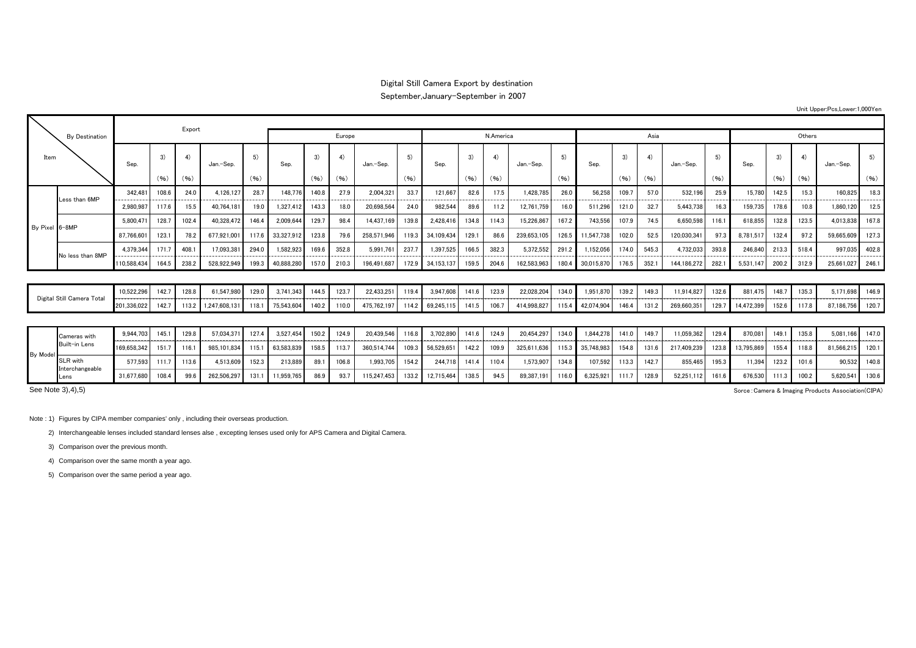# Digital Still Camera Export by destination

## September,January-September in 2007

Unit Upper:Pcs,Lower:1,000Yen

| Item | | By Destination | Export | | | | | Europe | | | | | N.America | | | | | Asia | | | | | Others | | | | |
|---|---|---|---|---|---|---|---|---|---|---|---|---|---|---|---|---|---|---|---|---|---|---|---|---|---|---|---|
| | | | Sep. | 3) (%) | 4) (%) | Jan.-Sep. | 5) (%) | Sep. | 3) (%) | 4) (%) | Jan.-Sep. | 5) (%) | Sep. | 3) (%) | 4) (%) | Jan.-Sep. | 5) (%) | Sep. | 3) (%) | 4) (%) | Jan.-Sep. | 5) (%) | Sep. | 3) (%) | 4) (%) | Jan.-Sep. | 5) (%) |
| By Pixel | Less than 6MP | | 342,481 | 108.6 | 24.0 | 4,126,127 | 28.7 | 148,776 | 140.8 | 27.9 | 2,004,321 | 33.7 | 121,667 | 82.6 | 17.5 | 1,428,785 | 26.0 | 56,258 | 109.7 | 57.0 | 532,196 | 25.9 | 15,780 | 142.5 | 15.3 | 160,825 | 18.3 |
| | | | 2,980,987 | 117.6 | 15.5 | 40,764,181 | 19.0 | 1,327,412 | 143.3 | 18.0 | 20,698,564 | 24.0 | 982,544 | 89.6 | 11.2 | 12,761,759 | 16.0 | 511,296 | 121.0 | 32.7 | 5,443,738 | 16.3 | 159,735 | 178.6 | 10.8 | 1,860,120 | 12.5 |
| | 6-8MP | | 5,800,471 | 128.7 | 102.4 | 40,328,472 | 146.4 | 2,009,644 | 129.7 | 98.4 | 14,437,169 | 139.8 | 2,428,416 | 134.8 | 114.3 | 15,226,867 | 167.2 | 743,556 | 107.9 | 74.5 | 6,650,598 | 116.1 | 618,855 | 132.8 | 123.5 | 4,013,838 | 167.8 |
| | | | 87,766,601 | 123.1 | 78.2 | 677,921,001 | 117.6 | 33,327,912 | 123.8 | 79.6 | 258,571,946 | 119.3 | 34,109,434 | 129.1 | 86.6 | 239,653,105 | 126.5 | 11,547,738 | 102.0 | 52.5 | 120,030,341 | 97.3 | 8,781,517 | 132.4 | 97.2 | 59,665,609 | 127.3 |
| | No less than 8MP | | 4,379,344 | 171.7 | 408.1 | 17,093,381 | 294.0 | 1,582,923 | 169.6 | 352.8 | 5,991,761 | 237.7 | 1,397,525 | 166.5 | 382.3 | 5,372,552 | 291.2 | 1,152,056 | 174.0 | 545.3 | 4,732,033 | 393.8 | 246,840 | 213.3 | 518.4 | 997,035 | 402.8 |
| | | | 110,588,434 | 164.5 | 238.2 | 528,922,949 | 199.3 | 40,888,280 | 157.0 | 210.3 | 196,491,687 | 172.9 | 34,153,137 | 159.5 | 204.6 | 162,583,963 | 180.4 | 30,015,870 | 176.5 | 352.1 | 144,186,272 | 282.1 | 5,531,147 | 200.2 | 312.9 | 25,661,027 | 246.1 |
| Digital Still Camera Total | | | 10,522,296 | 142.7 | 128.8 | 61,547,980 | 129.0 | 3,741,343 | 144.5 | 123.7 | 22,433,251 | 119.4 | 3,947,608 | 141.6 | 123.9 | 22,028,204 | 134.0 | 1,951,870 | 139.2 | 149.3 | 11,914,827 | 132.6 | 881,475 | 148.7 | 135.3 | 5,171,698 | 146.9 |
| | | | 201,336,022 | 142.7 | 113.2 | 1,247,608,131 | 118.1 | 75,543,604 | 140.2 | 110.0 | 475,762,197 | 114.2 | 69,245,115 | 141.5 | 106.7 | 414,998,827 | 115.4 | 42,074,904 | 146.4 | 131.2 | 269,660,351 | 129.7 | 14,472,399 | 152.6 | 117.8 | 87,186,756 | 120.7 |
| By Model | Cameras with Built-in Lens | | 9,944,703 | 145.1 | 129.8 | 57,034,371 | 127.4 | 3,527,454 | 150.2 | 124.9 | 20,439,546 | 116.8 | 3,702,890 | 141.6 | 124.9 | 20,454,297 | 134.0 | 1,844,278 | 141.0 | 149.7 | 11,059,362 | 129.4 | 870,081 | 149.1 | 135.8 | 5,081,166 | 147.0 |
| | | | 169,658,342 | 151.7 | 116.1 | 985,101,834 | 115.1 | 63,583,839 | 158.5 | 113.7 | 360,514,744 | 109.3 | 56,529,651 | 142.2 | 109.9 | 325,611,636 | 115.3 | 35,748,983 | 154.8 | 131.6 | 217,409,239 | 123.8 | 13,795,869 | 155.4 | 118.8 | 81,566,215 | 120.1 |
| | SLR with Interchangeable Lens | | 577,593 | 111.7 | 113.6 | 4,513,609 | 152.3 | 213,889 | 89.1 | 106.8 | 1,993,705 | 154.2 | 244,718 | 141.4 | 110.4 | 1,573,907 | 134.8 | 107,592 | 113.3 | 142.7 | 855,465 | 195.3 | 11,394 | 123.2 | 101.6 | 90,532 | 140.8 |
| | | | 31,677,680 | 108.4 | 99.6 | 262,506,297 | 131.1 | 11,959,765 | 86.9 | 93.7 | 115,247,453 | 133.2 | 12,715,464 | 138.5 | 94.5 | 89,387,191 | 116.0 | 6,325,921 | 111.7 | 128.9 | 52,251,112 | 161.6 | 676,530 | 111.3 | 100.2 | 5,620,541 | 130.6 |

See Note 3),4),5)

Sorce：Camera & Imaging Products Association(CIPA)

Note : 1) Figures by CIPA member companies' only , including their overseas production.

2) Interchangeable lenses included standard lenses alse , excepting lenses used only for APS Camera and Digital Camera.

3) Comparison over the previous month.

4) Comparison over the same month a year ago.

5) Comparison over the same period a year ago.